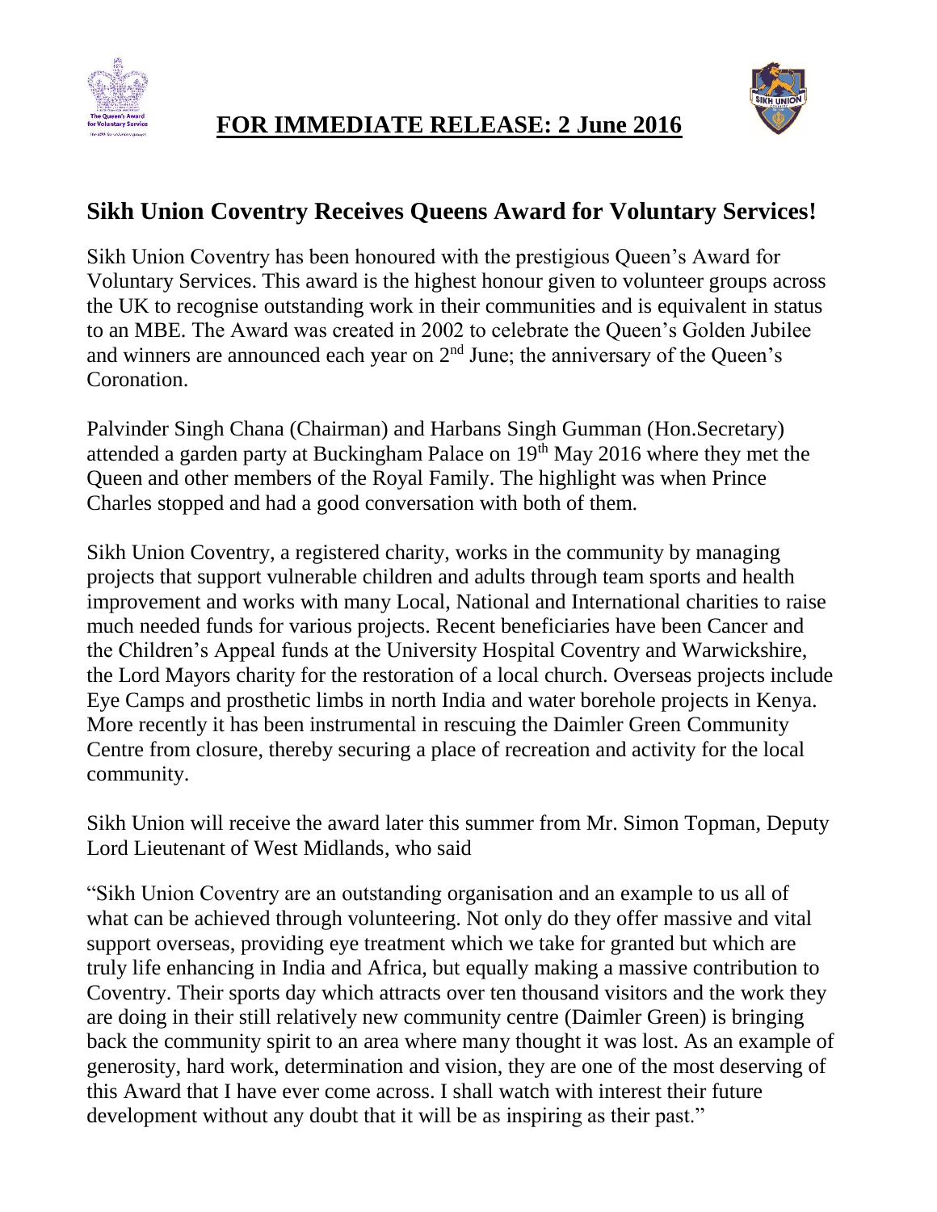**FOR IMMEDIATE RELEASE: 2 June 2016**

## Sikh Union Coventry Receives Queens Award for Voluntary Services!

Sikh Union Coventry has been honoured with the prestigious Queen's Award for Voluntary Services. This award is the highest honour given to volunteer groups across the UK to recognise outstanding work in their communities and is equivalent in status to an MBE. The Award was created in 2002 to celebrate the Queen's Golden Jubilee and winners are announced each year on 2nd June; the anniversary of the Queen's Coronation.

Palvinder Singh Chana (Chairman) and Harbans Singh Gumman (Hon.Secretary) attended a garden party at Buckingham Palace on 19th May 2016 where they met the Queen and other members of the Royal Family. The highlight was when Prince Charles stopped and had a good conversation with both of them.

Sikh Union Coventry, a registered charity, works in the community by managing projects that support vulnerable children and adults through team sports and health improvement and works with many Local, National and International charities to raise much needed funds for various projects. Recent beneficiaries have been Cancer and the Children's Appeal funds at the University Hospital Coventry and Warwickshire, the Lord Mayors charity for the restoration of a local church. Overseas projects include Eye Camps and prosthetic limbs in north India and water borehole projects in Kenya. More recently it has been instrumental in rescuing the Daimler Green Community Centre from closure, thereby securing a place of recreation and activity for the local community.

Sikh Union will receive the award later this summer from Mr. Simon Topman, Deputy Lord Lieutenant of West Midlands, who said

"Sikh Union Coventry are an outstanding organisation and an example to us all of what can be achieved through volunteering. Not only do they offer massive and vital support overseas, providing eye treatment which we take for granted but which are truly life enhancing in India and Africa, but equally making a massive contribution to Coventry. Their sports day which attracts over ten thousand visitors and the work they are doing in their still relatively new community centre (Daimler Green) is bringing back the community spirit to an area where many thought it was lost. As an example of generosity, hard work, determination and vision, they are one of the most deserving of this Award that I have ever come across. I shall watch with interest their future development without any doubt that it will be as inspiring as their past."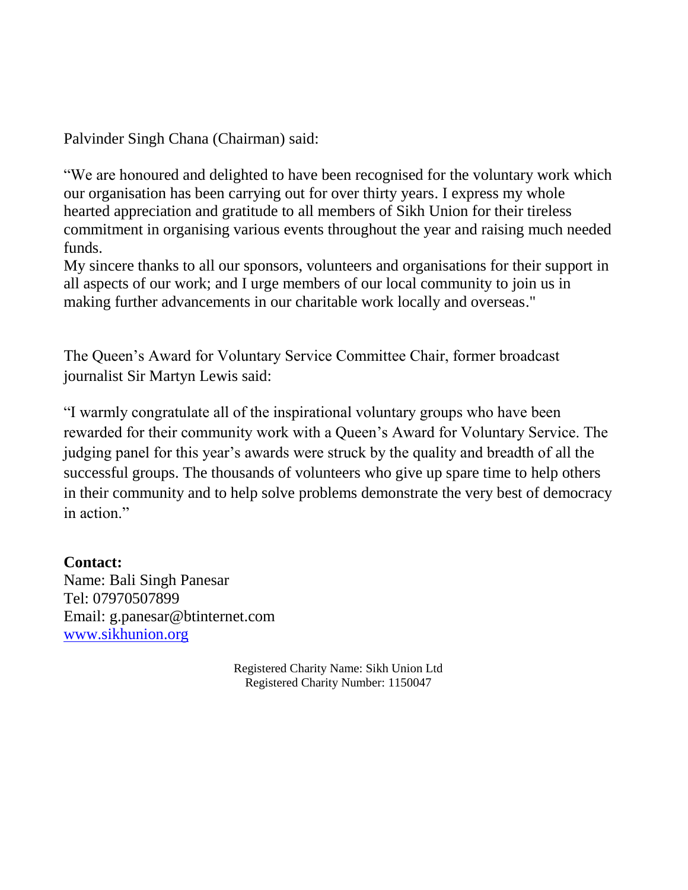Palvinder Singh Chana (Chairman) said:

"We are honoured and delighted to have been recognised for the voluntary work which our organisation has been carrying out for over thirty years. I express my whole hearted appreciation and gratitude to all members of Sikh Union for their tireless commitment in organising various events throughout the year and raising much needed funds.
My sincere thanks to all our sponsors, volunteers and organisations for their support in all aspects of our work; and I urge members of our local community to join us in making further advancements in our charitable work locally and overseas."

The Queen's Award for Voluntary Service Committee Chair, former broadcast journalist Sir Martyn Lewis said:

"I warmly congratulate all of the inspirational voluntary groups who have been rewarded for their community work with a Queen's Award for Voluntary Service. The judging panel for this year's awards were struck by the quality and breadth of all the successful groups. The thousands of volunteers who give up spare time to help others in their community and to help solve problems demonstrate the very best of democracy in action."

**Contact:**
Name: Bali Singh Panesar
Tel: 07970507899
Email: g.panesar@btinternet.com
[www.sikhunion.org](www.sikhunion.org)

Registered Charity Name: Sikh Union Ltd
Registered Charity Number: 1150047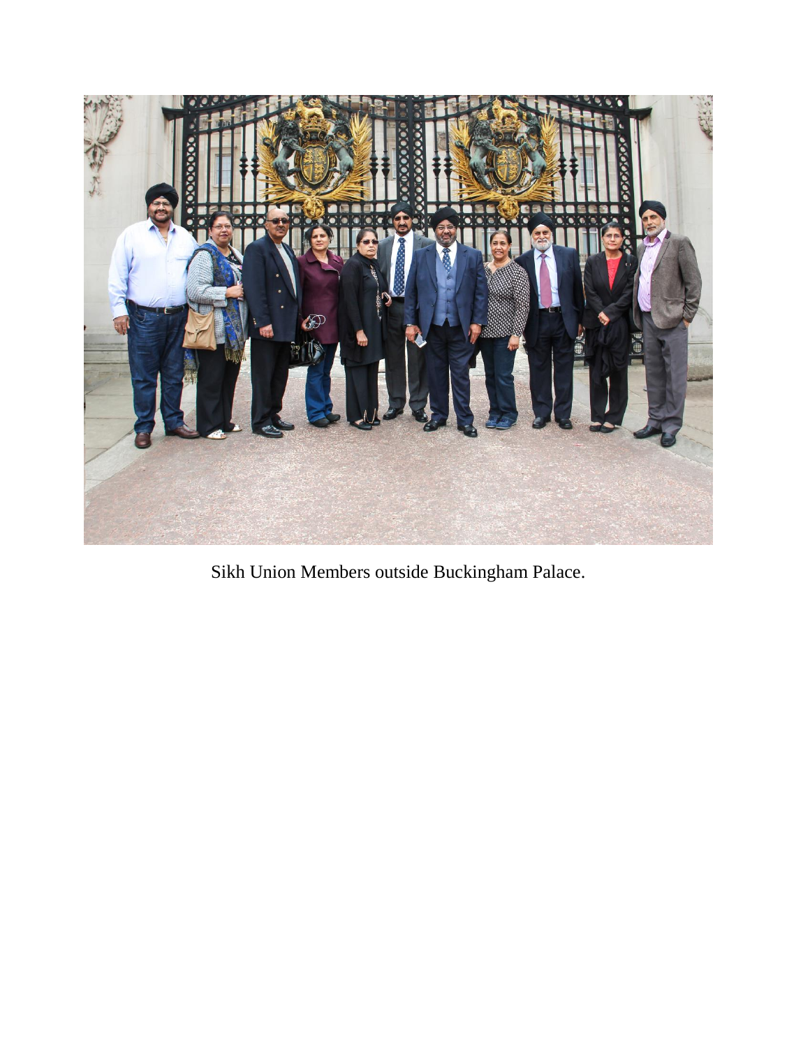Sikh Union Members outside Buckingham Palace.